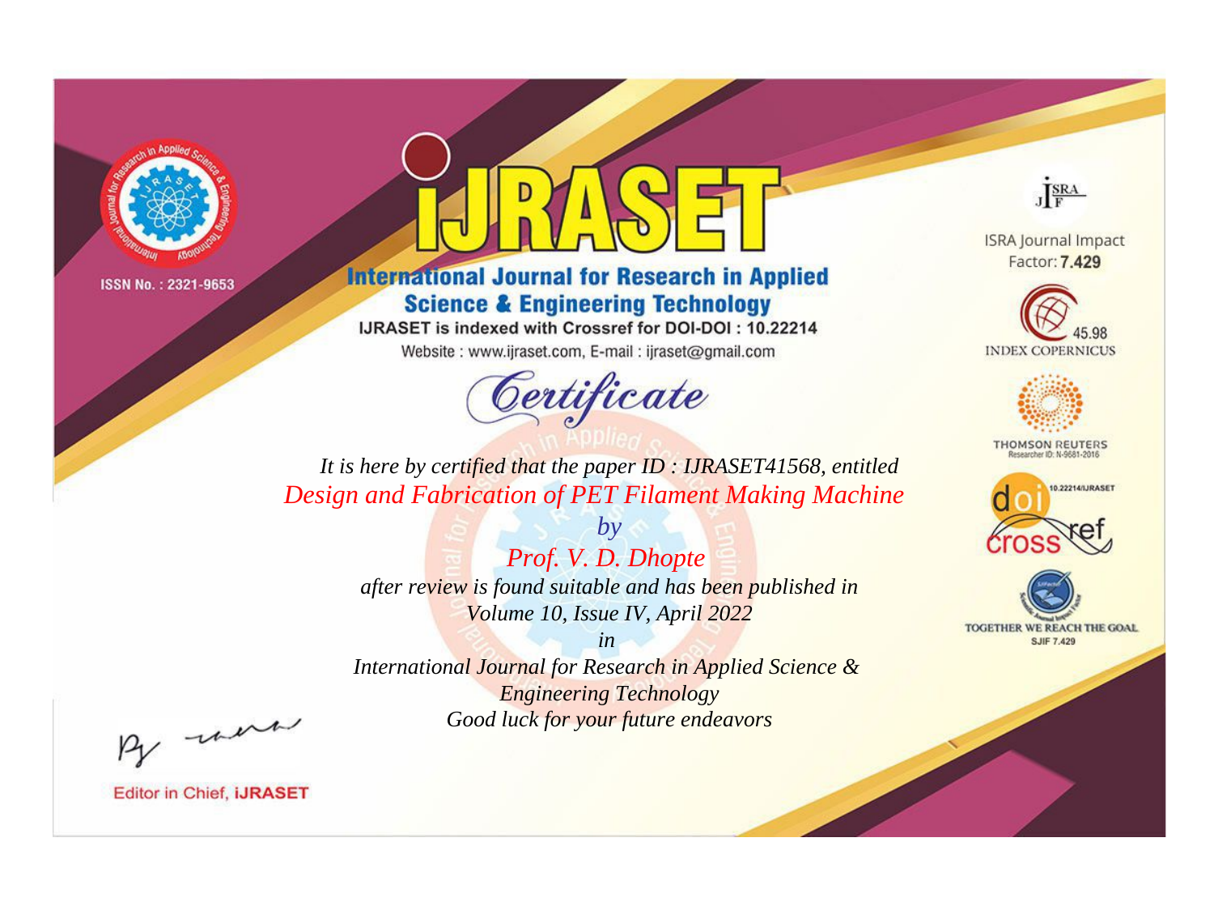ISSN No. : 2321-9653

# iJRASET

## International Journal for Research in Applied Science & Engineering Technology

IJRASET is indexed with Crossref for DOI-DOI : 10.22214

Website : www.ijraset.com, E-mail : ijraset@gmail.com

ISRA Journal Impact Factor: **7.429**

45.98 INDEX COPERNICUS

THOMSON REUTERS Researcher ID: N-9681-2016

10.22214/IJRASET

TOGETHER WE REACH THE GOAL SJIF 7.429

# Certificate

*It is here by certified that the paper ID : IJRASET41568, entitled*

*Design and Fabrication of PET Filament Making Machine*

*by*

*Prof. V. D. Dhopte*

*after review is found suitable and has been published in*

*Volume 10, Issue IV, April 2022*

*in*

*International Journal for Research in Applied Science & Engineering Technology*

*Good luck for your future endeavors*

Editor in Chief, **iJRASET**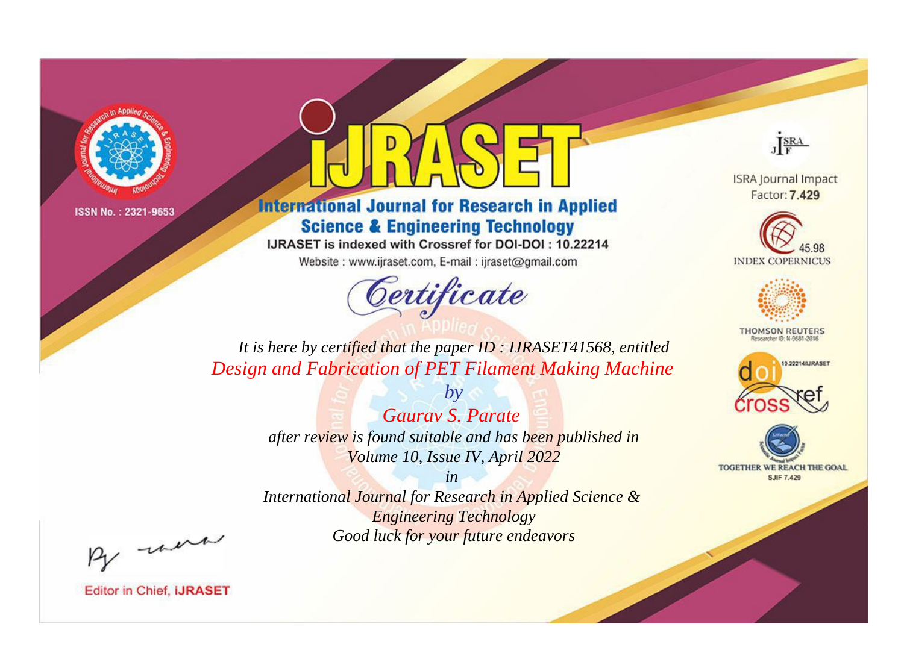ISSN No. : 2321-9653

# IJRASET

## International Journal for Research in Applied Science & Engineering Technology

IJRASET is indexed with Crossref for DOI-DOI : 10.22214

Website : www.ijraset.com, E-mail : ijraset@gmail.com

ISRA Journal Impact Factor: **7.429**

45.98 INDEX COPERNICUS

THOMSON REUTERS Researcher ID: N-9681-2016

10.22214/IJRASET

TOGETHER WE REACH THE GOAL SJIF 7.429

## *Certificate*

*It is here by certified that the paper ID : IJRASET41568, entitled*

*Design and Fabrication of PET Filament Making Machine*

*by*

*Gaurav S. Parate*

*after review is found suitable and has been published in*

*Volume 10, Issue IV, April 2022*

*in*

*International Journal for Research in Applied Science & Engineering Technology*

*Good luck for your future endeavors*

Editor in Chief, **iJRASET**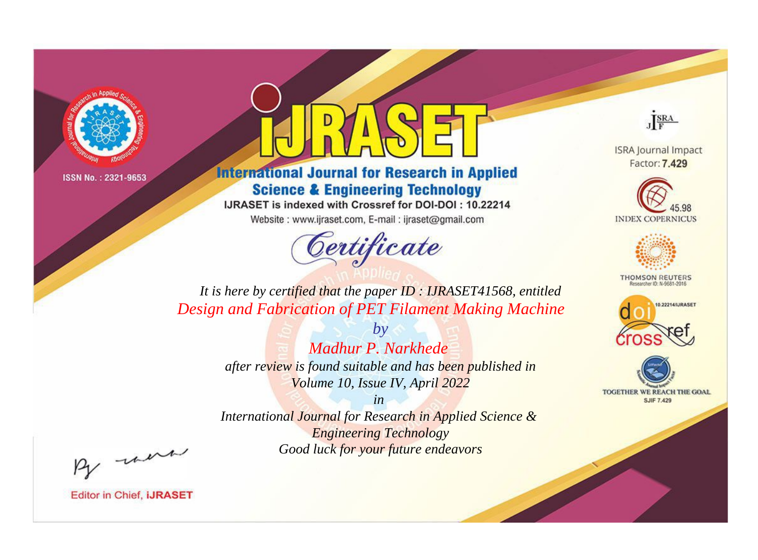ISSN No. : 2321-9653

# iJRASET

## International Journal for Research in Applied Science & Engineering Technology

IJRASET is indexed with Crossref for DOI-DOI : 10.22214

Website : www.ijraset.com, E-mail : ijraset@gmail.com

*Certificate*

*It is here by certified that the paper ID : IJRASET41568, entitled*

*Design and Fabrication of PET Filament Making Machine*

*by*

*Madhur P. Narkhede*

*after review is found suitable and has been published in*

*Volume 10, Issue IV, April 2022*

*in*

*International Journal for Research in Applied Science & Engineering Technology*

*Good luck for your future endeavors*

ISRA Journal Impact Factor: **7.429**

45.98 INDEX COPERNICUS

THOMSON REUTERS Researcher ID: N-9681-2016

10.22214/IJRASET

TOGETHER WE REACH THE GOAL SJIF 7.429

Editor in Chief, **iJRASET**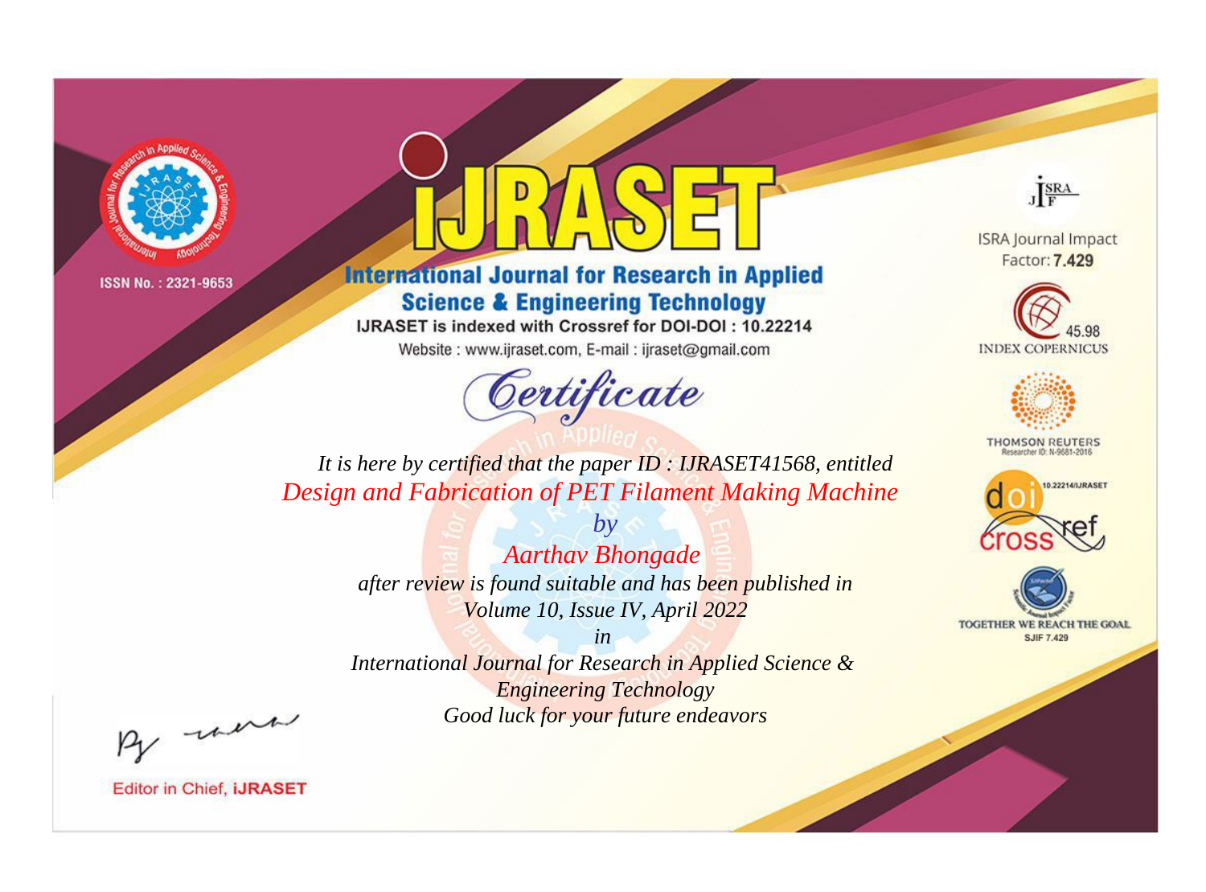ISSN No. : 2321-9653

# IJRASET

## International Journal for Research in Applied Science & Engineering Technology

IJRASET is indexed with Crossref for DOI-DOI : 10.22214

Website : www.ijraset.com, E-mail : ijraset@gmail.com

ISRA Journal Impact Factor: **7.429**

45.98 INDEX COPERNICUS

THOMSON REUTERS Researcher ID: N-9681-2016

10.22214/IJRASET

TOGETHER WE REACH THE GOAL SJIF 7.429

# *Certificate*

*It is here by certified that the paper ID : IJRASET41568, entitled*

*Design and Fabrication of PET Filament Making Machine*

*by*

*Aarthav Bhongade*

*after review is found suitable and has been published in*

*Volume 10, Issue IV, April 2022*

*in*

*International Journal for Research in Applied Science & Engineering Technology*

*Good luck for your future endeavors*

Editor in Chief, **iJRASET**